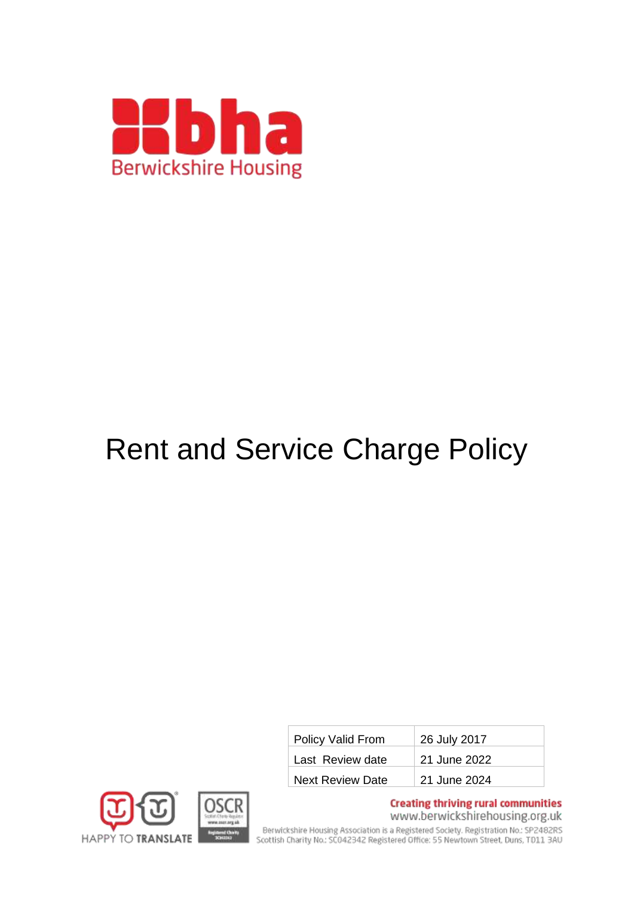# Rent and Service Charge Policy

| Policy Valid From | 26 July 2017 |
|---|---|
| Last Review date | 21 June 2022 |
| Next Review Date | 21 June 2024 |

Berwickshire Housing

Creating thriving rural communities
www.berwickshirehousing.org.uk

Berwickshire Housing Association is a Registered Society. Registration No.: SP2482RS
Scottish Charity No.: SC042342 Registered Office: 55 Newtown Street, Duns, TD11 3AU

HAPPY TO TRANSLATE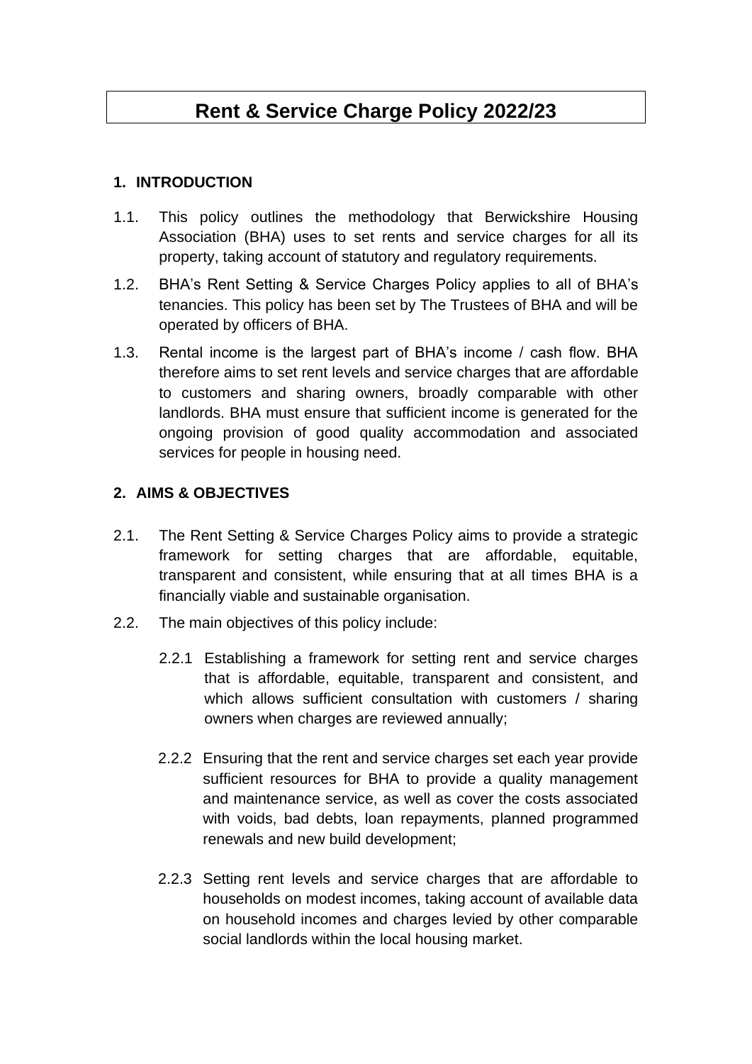# Rent & Service Charge Policy 2022/23

## 1. INTRODUCTION

1.1. This policy outlines the methodology that Berwickshire Housing Association (BHA) uses to set rents and service charges for all its property, taking account of statutory and regulatory requirements.

1.2. BHA's Rent Setting & Service Charges Policy applies to all of BHA's tenancies. This policy has been set by The Trustees of BHA and will be operated by officers of BHA.

1.3. Rental income is the largest part of BHA's income / cash flow. BHA therefore aims to set rent levels and service charges that are affordable to customers and sharing owners, broadly comparable with other landlords. BHA must ensure that sufficient income is generated for the ongoing provision of good quality accommodation and associated services for people in housing need.

## 2. AIMS & OBJECTIVES

2.1. The Rent Setting & Service Charges Policy aims to provide a strategic framework for setting charges that are affordable, equitable, transparent and consistent, while ensuring that at all times BHA is a financially viable and sustainable organisation.

2.2. The main objectives of this policy include:

2.2.1 Establishing a framework for setting rent and service charges that is affordable, equitable, transparent and consistent, and which allows sufficient consultation with customers / sharing owners when charges are reviewed annually;

2.2.2 Ensuring that the rent and service charges set each year provide sufficient resources for BHA to provide a quality management and maintenance service, as well as cover the costs associated with voids, bad debts, loan repayments, planned programmed renewals and new build development;

2.2.3 Setting rent levels and service charges that are affordable to households on modest incomes, taking account of available data on household incomes and charges levied by other comparable social landlords within the local housing market.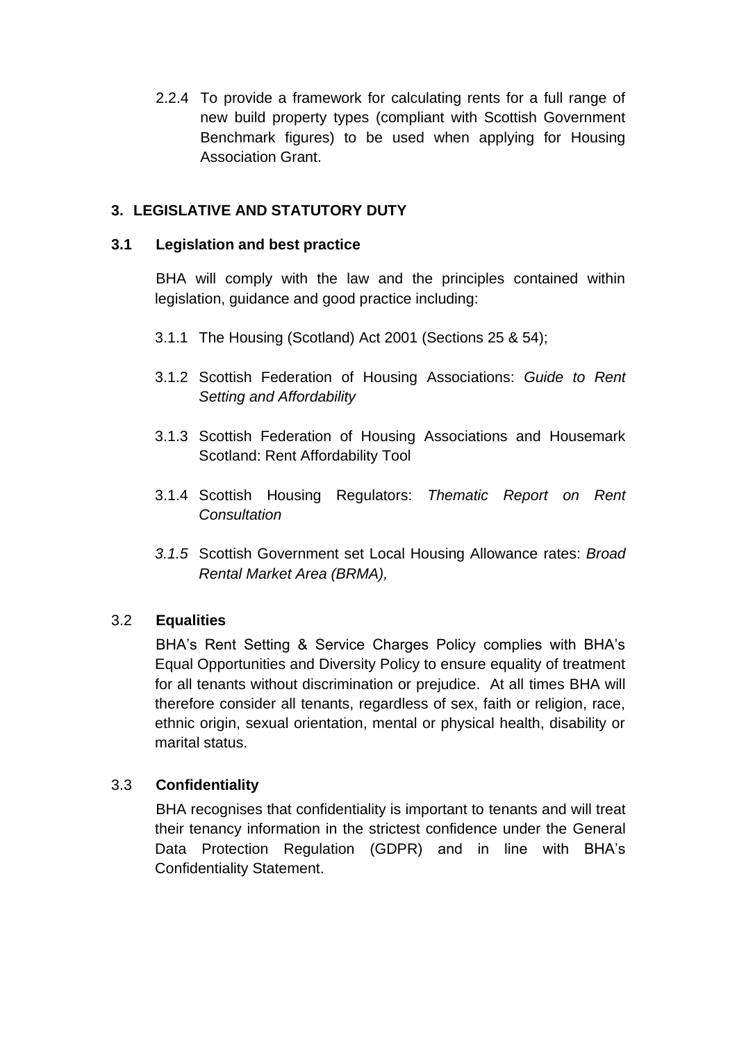2.2.4 To provide a framework for calculating rents for a full range of new build property types (compliant with Scottish Government Benchmark figures) to be used when applying for Housing Association Grant.

## 3. LEGISLATIVE AND STATUTORY DUTY

### 3.1 Legislation and best practice

BHA will comply with the law and the principles contained within legislation, guidance and good practice including:

3.1.1 The Housing (Scotland) Act 2001 (Sections 25 & 54);

3.1.2 Scottish Federation of Housing Associations: *Guide to Rent Setting and Affordability*

3.1.3 Scottish Federation of Housing Associations and Housemark Scotland: Rent Affordability Tool

3.1.4 Scottish Housing Regulators: *Thematic Report on Rent Consultation*

*3.1.5* Scottish Government set Local Housing Allowance rates: *Broad Rental Market Area (BRMA),*

### 3.2 Equalities

BHA's Rent Setting & Service Charges Policy complies with BHA's Equal Opportunities and Diversity Policy to ensure equality of treatment for all tenants without discrimination or prejudice. At all times BHA will therefore consider all tenants, regardless of sex, faith or religion, race, ethnic origin, sexual orientation, mental or physical health, disability or marital status.

### 3.3 Confidentiality

BHA recognises that confidentiality is important to tenants and will treat their tenancy information in the strictest confidence under the General Data Protection Regulation (GDPR) and in line with BHA's Confidentiality Statement.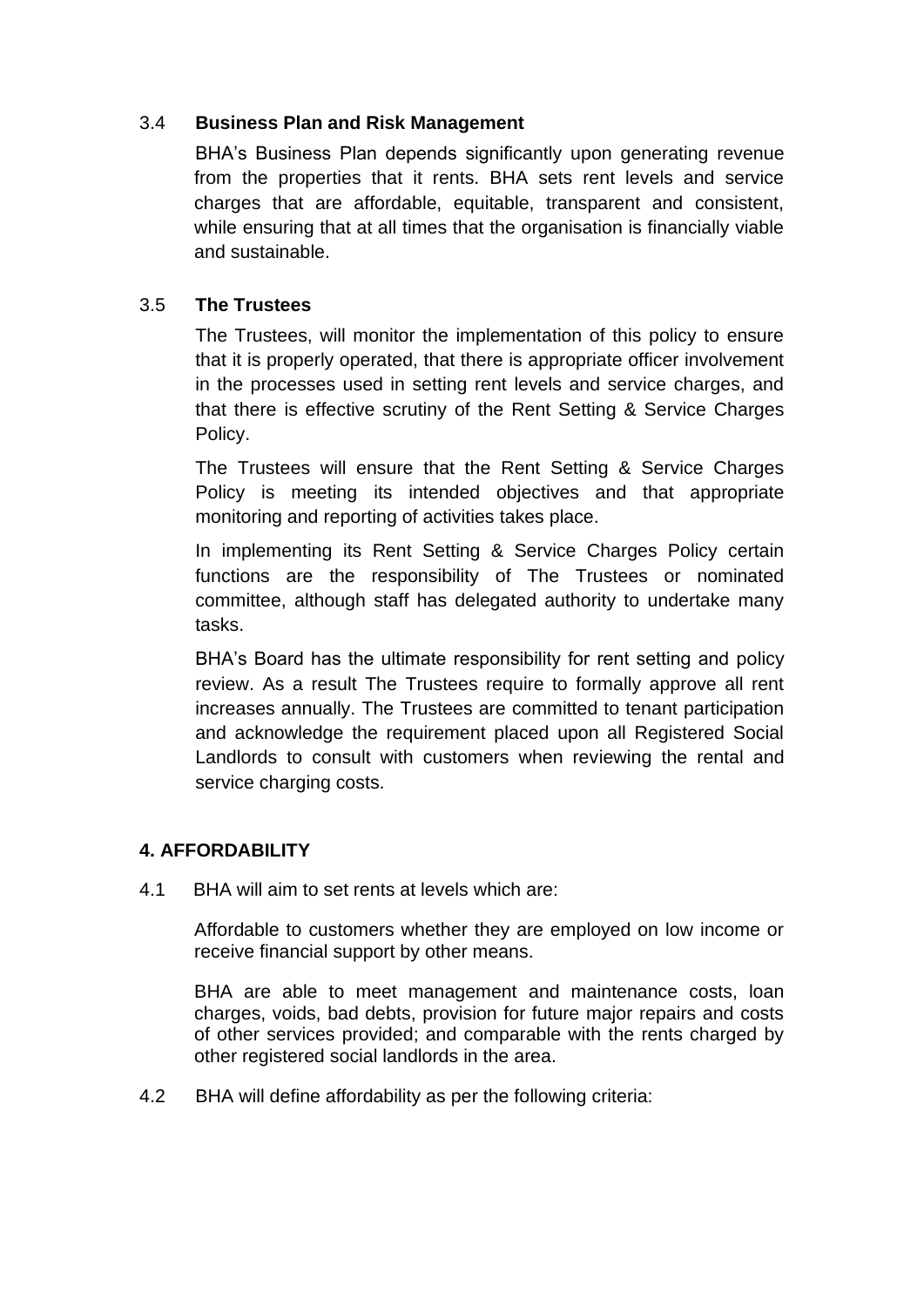### 3.4 Business Plan and Risk Management

BHA's Business Plan depends significantly upon generating revenue from the properties that it rents. BHA sets rent levels and service charges that are affordable, equitable, transparent and consistent, while ensuring that at all times that the organisation is financially viable and sustainable.

### 3.5 The Trustees

The Trustees, will monitor the implementation of this policy to ensure that it is properly operated, that there is appropriate officer involvement in the processes used in setting rent levels and service charges, and that there is effective scrutiny of the Rent Setting & Service Charges Policy.

The Trustees will ensure that the Rent Setting & Service Charges Policy is meeting its intended objectives and that appropriate monitoring and reporting of activities takes place.

In implementing its Rent Setting & Service Charges Policy certain functions are the responsibility of The Trustees or nominated committee, although staff has delegated authority to undertake many tasks.

BHA's Board has the ultimate responsibility for rent setting and policy review. As a result The Trustees require to formally approve all rent increases annually. The Trustees are committed to tenant participation and acknowledge the requirement placed upon all Registered Social Landlords to consult with customers when reviewing the rental and service charging costs.

## 4. AFFORDABILITY

4.1 BHA will aim to set rents at levels which are:

Affordable to customers whether they are employed on low income or receive financial support by other means.

BHA are able to meet management and maintenance costs, loan charges, voids, bad debts, provision for future major repairs and costs of other services provided; and comparable with the rents charged by other registered social landlords in the area.

4.2 BHA will define affordability as per the following criteria: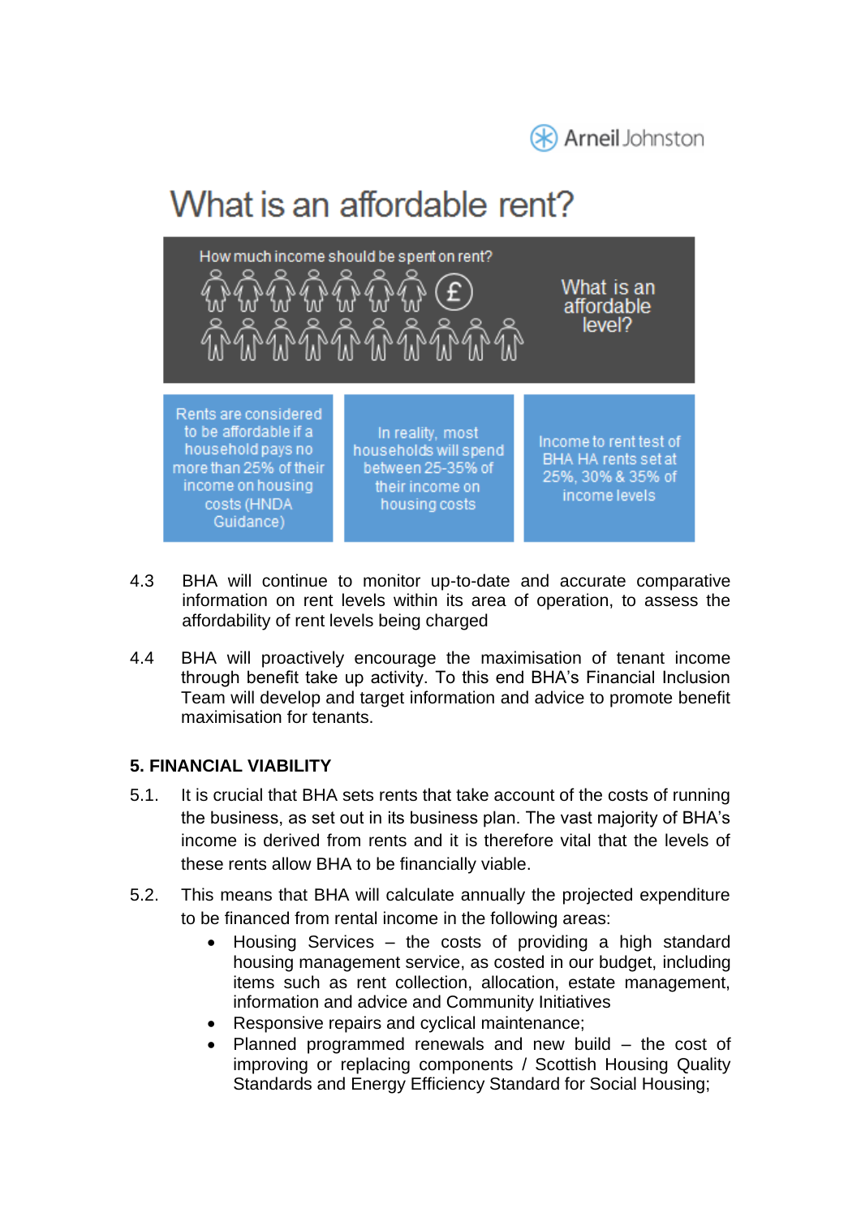Arneil Johnston

## What is an affordable rent?

How much income should be spent on rent?

What is an affordable level?

Rents are considered to be affordable if a household pays no more than 25% of their income on housing costs (HNDA Guidance)

In reality, most households will spend between 25-35% of their income on housing costs

Income to rent test of BHA HA rents set at 25%, 30% & 35% of income levels

4.3 BHA will continue to monitor up-to-date and accurate comparative information on rent levels within its area of operation, to assess the affordability of rent levels being charged

4.4 BHA will proactively encourage the maximisation of tenant income through benefit take up activity. To this end BHA's Financial Inclusion Team will develop and target information and advice to promote benefit maximisation for tenants.

**5. FINANCIAL VIABILITY**

5.1. It is crucial that BHA sets rents that take account of the costs of running the business, as set out in its business plan. The vast majority of BHA's income is derived from rents and it is therefore vital that the levels of these rents allow BHA to be financially viable.

5.2. This means that BHA will calculate annually the projected expenditure to be financed from rental income in the following areas:

- Housing Services – the costs of providing a high standard housing management service, as costed in our budget, including items such as rent collection, allocation, estate management, information and advice and Community Initiatives
- Responsive repairs and cyclical maintenance;
- Planned programmed renewals and new build – the cost of improving or replacing components / Scottish Housing Quality Standards and Energy Efficiency Standard for Social Housing;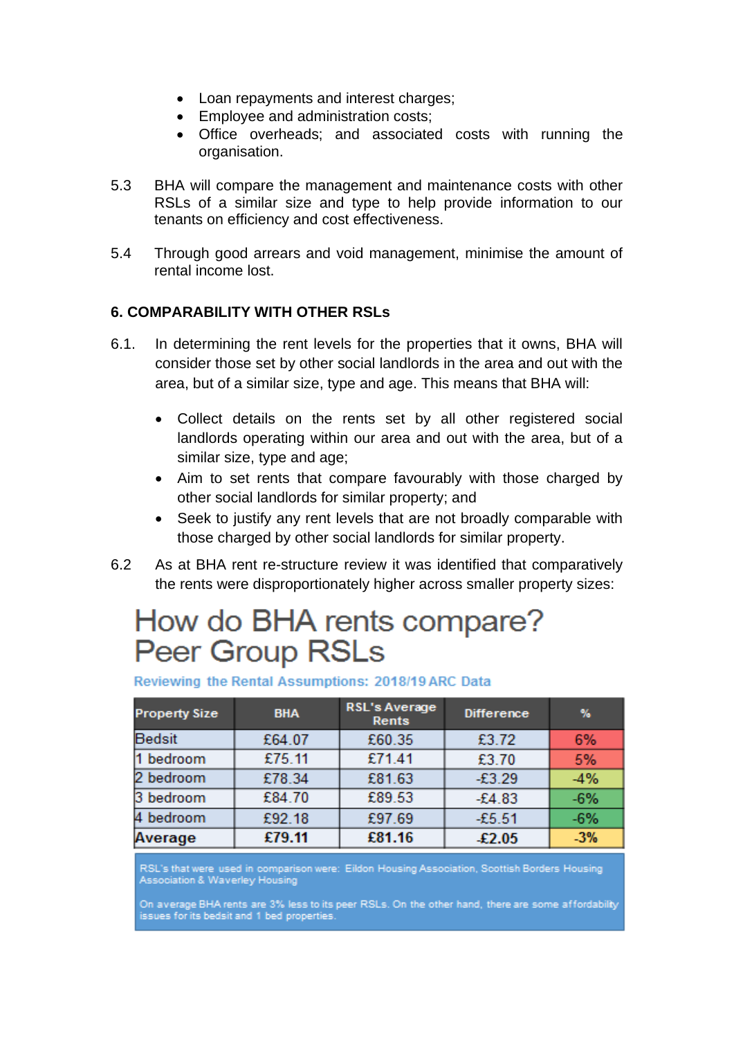- Loan repayments and interest charges;
- Employee and administration costs;
- Office overheads; and associated costs with running the organisation.

5.3 BHA will compare the management and maintenance costs with other RSLs of a similar size and type to help provide information to our tenants on efficiency and cost effectiveness.

5.4 Through good arrears and void management, minimise the amount of rental income lost.

## 6. COMPARABILITY WITH OTHER RSLs

6.1. In determining the rent levels for the properties that it owns, BHA will consider those set by other social landlords in the area and out with the area, but of a similar size, type and age. This means that BHA will:

- Collect details on the rents set by all other registered social landlords operating within our area and out with the area, but of a similar size, type and age;
- Aim to set rents that compare favourably with those charged by other social landlords for similar property; and
- Seek to justify any rent levels that are not broadly comparable with those charged by other social landlords for similar property.

6.2 As at BHA rent re-structure review it was identified that comparatively the rents were disproportionately higher across smaller property sizes:

# How do BHA rents compare? Peer Group RSLs

**Reviewing the Rental Assumptions: 2018/19 ARC Data**

| Property Size | BHA | RSL's Average Rents | Difference | % |
|---|---|---|---|---|
| Bedsit | £64.07 | £60.35 | £3.72 | 6% |
| 1 bedroom | £75.11 | £71.41 | £3.70 | 5% |
| 2 bedroom | £78.34 | £81.63 | -£3.29 | -4% |
| 3 bedroom | £84.70 | £89.53 | -£4.83 | -6% |
| 4 bedroom | £92.18 | £97.69 | -£5.51 | -6% |
| **Average** | **£79.11** | **£81.16** | **-£2.05** | **-3%** |

RSL's that were used in comparison were: Eildon Housing Association, Scottish Borders Housing Association & Waverley Housing

On average BHA rents are 3% less to its peer RSLs. On the other hand, there are some affordability issues for its bedsit and 1 bed properties.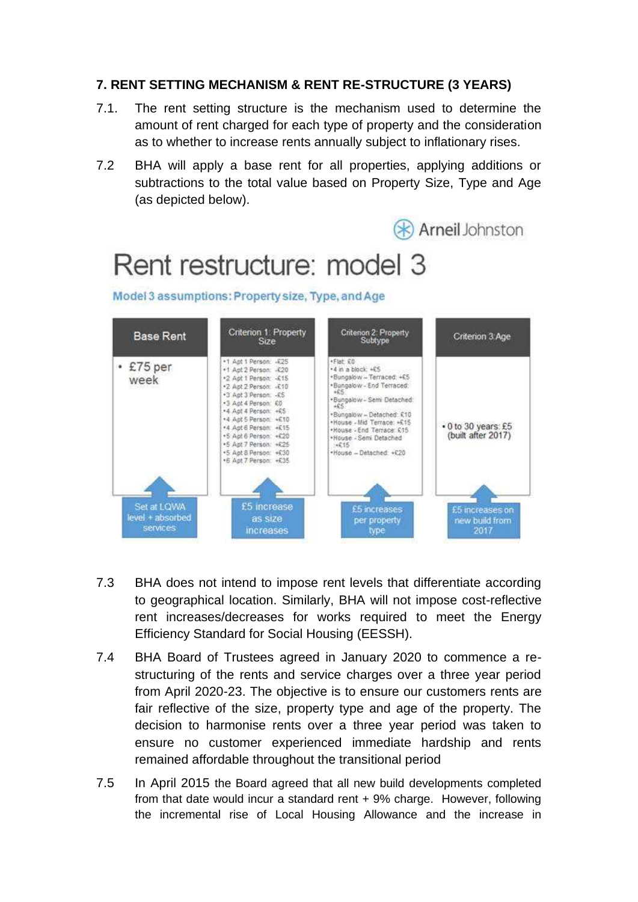### 7. RENT SETTING MECHANISM & RENT RE-STRUCTURE (3 YEARS)

7.1. The rent setting structure is the mechanism used to determine the amount of rent charged for each type of property and the consideration as to whether to increase rents annually subject to inflationary rises.

7.2 BHA will apply a base rent for all properties, applying additions or subtractions to the total value based on Property Size, Type and Age (as depicted below).

Arneil Johnston

## Rent restructure: model 3

**Model 3 assumptions: Property size, Type, and Age**

| Base Rent | Criterion 1: Property Size | Criterion 2: Property Subtype | Criterion 3: Age |
|---|---|---|---|
| • £75 per week | •1 Apt 1 Person: -£25<br>•1 Apt 2 Person: -£20<br>•2 Apt 1 Person: -£15<br>•2 Apt 2 Person: -£10<br>•3 Apt 3 Person: -£5<br>•3 Apt 4 Person: £0<br>•4 Apt 4 Person: +£5<br>•4 Apt 5 Person: +£10<br>•4 Apt 6 Person: +£15<br>•5 Apt 6 Person: +£20<br>•5 Apt 7 Person: +£25<br>•5 Apt 8 Person: +£30<br>•6 Apt 7 Person: +£35 | •Flat: £0<br>•4 in a block: +£5<br>•Bungalow – Terraced: +£5<br>•Bungalow - End Terraced: +£5<br>•Bungalow - Semi Detached: +£5<br>•Bungalow – Detached: £10<br>•House - Mid Terrace: +£15<br>•House - End Terrace: £15<br>•House - Semi Detached: +£15<br>•House – Detached: +£20 | • 0 to 30 years: £5 (built after 2017) |
| Set at LQWA level + absorbed services | £5 increase as size increases | £5 increases per property type | £5 increases on new build from 2017 |

7.3 BHA does not intend to impose rent levels that differentiate according to geographical location. Similarly, BHA will not impose cost-reflective rent increases/decreases for works required to meet the Energy Efficiency Standard for Social Housing (EESSH).

7.4 BHA Board of Trustees agreed in January 2020 to commence a re-structuring of the rents and service charges over a three year period from April 2020-23. The objective is to ensure our customers rents are fair reflective of the size, property type and age of the property. The decision to harmonise rents over a three year period was taken to ensure no customer experienced immediate hardship and rents remained affordable throughout the transitional period

7.5 In April 2015 the Board agreed that all new build developments completed from that date would incur a standard rent + 9% charge. However, following the incremental rise of Local Housing Allowance and the increase in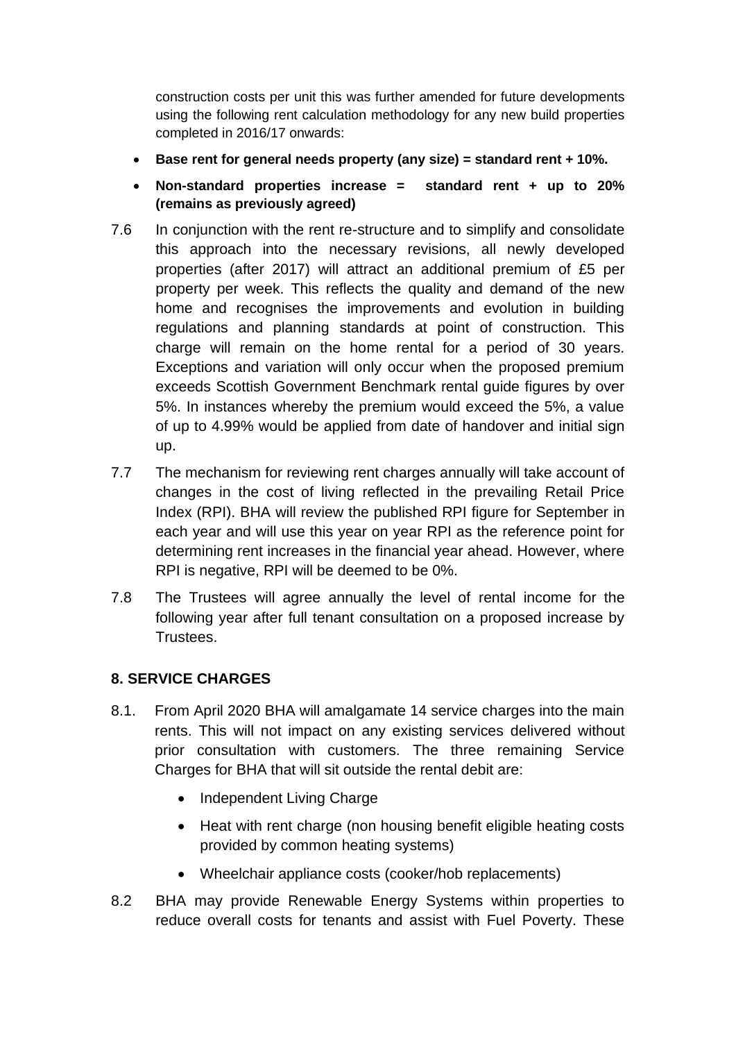construction costs per unit this was further amended for future developments using the following rent calculation methodology for any new build properties completed in 2016/17 onwards:

- **Base rent for general needs property (any size) = standard rent + 10%.**
- **Non-standard properties increase = standard rent + up to 20% (remains as previously agreed)**

7.6 In conjunction with the rent re-structure and to simplify and consolidate this approach into the necessary revisions, all newly developed properties (after 2017) will attract an additional premium of £5 per property per week. This reflects the quality and demand of the new home and recognises the improvements and evolution in building regulations and planning standards at point of construction. This charge will remain on the home rental for a period of 30 years. Exceptions and variation will only occur when the proposed premium exceeds Scottish Government Benchmark rental guide figures by over 5%. In instances whereby the premium would exceed the 5%, a value of up to 4.99% would be applied from date of handover and initial sign up.

7.7 The mechanism for reviewing rent charges annually will take account of changes in the cost of living reflected in the prevailing Retail Price Index (RPI). BHA will review the published RPI figure for September in each year and will use this year on year RPI as the reference point for determining rent increases in the financial year ahead. However, where RPI is negative, RPI will be deemed to be 0%.

7.8 The Trustees will agree annually the level of rental income for the following year after full tenant consultation on a proposed increase by Trustees.

## 8. SERVICE CHARGES

8.1. From April 2020 BHA will amalgamate 14 service charges into the main rents. This will not impact on any existing services delivered without prior consultation with customers. The three remaining Service Charges for BHA that will sit outside the rental debit are:

- Independent Living Charge
- Heat with rent charge (non housing benefit eligible heating costs provided by common heating systems)
- Wheelchair appliance costs (cooker/hob replacements)

8.2 BHA may provide Renewable Energy Systems within properties to reduce overall costs for tenants and assist with Fuel Poverty. These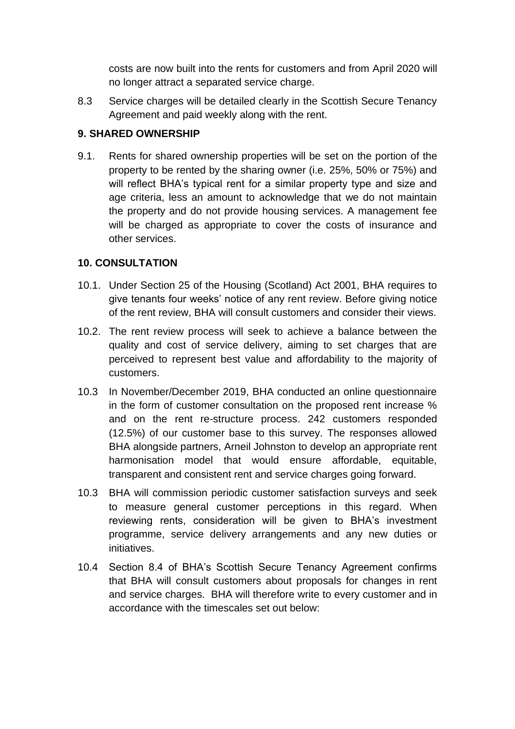costs are now built into the rents for customers and from April 2020 will no longer attract a separated service charge.

8.3 Service charges will be detailed clearly in the Scottish Secure Tenancy Agreement and paid weekly along with the rent.

**9. SHARED OWNERSHIP**

9.1. Rents for shared ownership properties will be set on the portion of the property to be rented by the sharing owner (i.e. 25%, 50% or 75%) and will reflect BHA's typical rent for a similar property type and size and age criteria, less an amount to acknowledge that we do not maintain the property and do not provide housing services. A management fee will be charged as appropriate to cover the costs of insurance and other services.

**10. CONSULTATION**

10.1. Under Section 25 of the Housing (Scotland) Act 2001, BHA requires to give tenants four weeks' notice of any rent review. Before giving notice of the rent review, BHA will consult customers and consider their views.

10.2. The rent review process will seek to achieve a balance between the quality and cost of service delivery, aiming to set charges that are perceived to represent best value and affordability to the majority of customers.

10.3 In November/December 2019, BHA conducted an online questionnaire in the form of customer consultation on the proposed rent increase % and on the rent re-structure process. 242 customers responded (12.5%) of our customer base to this survey. The responses allowed BHA alongside partners, Arneil Johnston to develop an appropriate rent harmonisation model that would ensure affordable, equitable, transparent and consistent rent and service charges going forward.

10.3 BHA will commission periodic customer satisfaction surveys and seek to measure general customer perceptions in this regard. When reviewing rents, consideration will be given to BHA's investment programme, service delivery arrangements and any new duties or initiatives.

10.4 Section 8.4 of BHA's Scottish Secure Tenancy Agreement confirms that BHA will consult customers about proposals for changes in rent and service charges. BHA will therefore write to every customer and in accordance with the timescales set out below: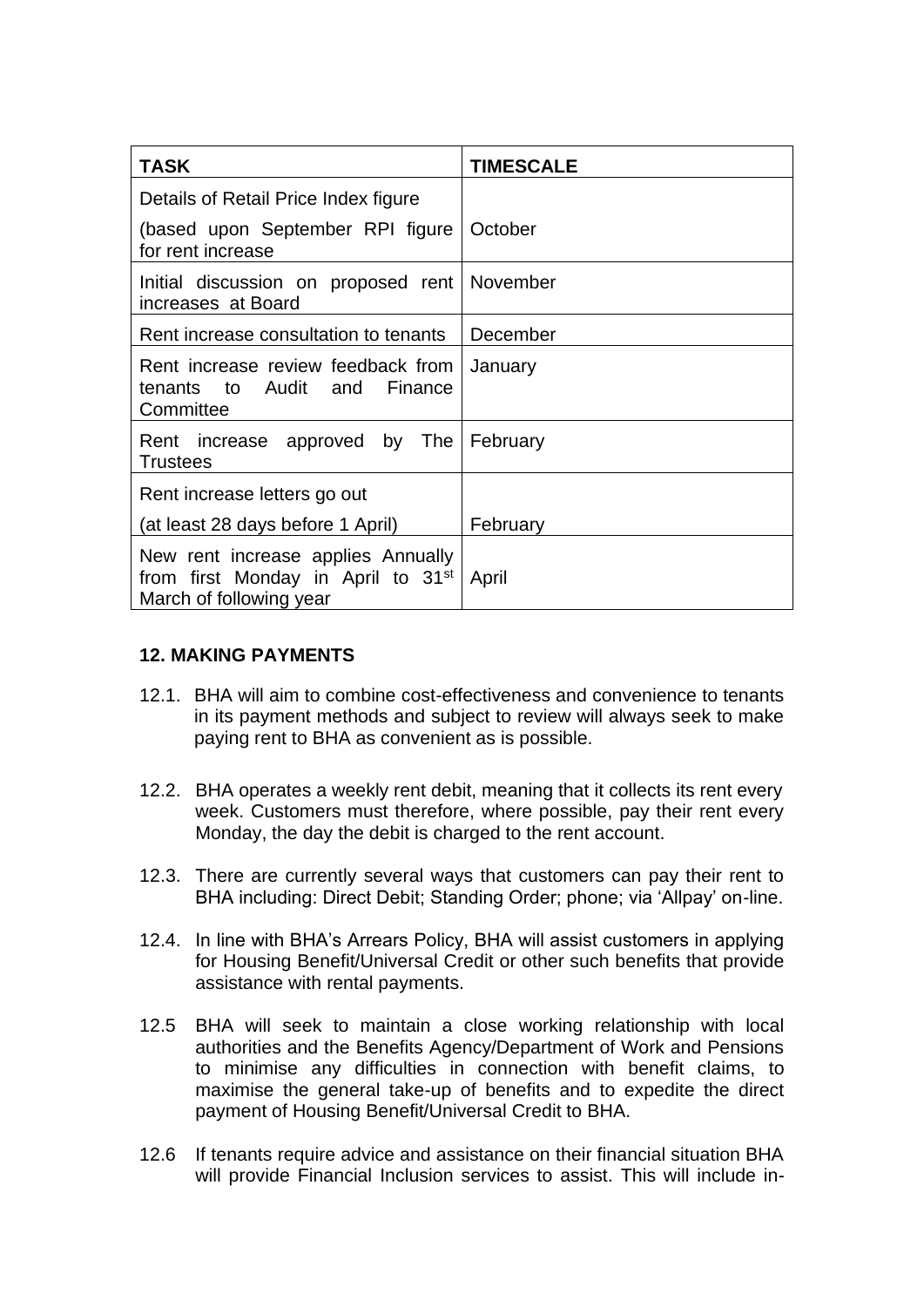| **TASK** | **TIMESCALE** |
| --- | --- |
| Details of Retail Price Index figure (based upon September RPI figure for rent increase | October |
| Initial discussion on proposed rent increases at Board | November |
| Rent increase consultation to tenants | December |
| Rent increase review feedback from tenants to Audit and Finance Committee | January |
| Rent increase approved by The Trustees | February |
| Rent increase letters go out (at least 28 days before 1 April) | February |
| New rent increase applies Annually from first Monday in April to 31st March of following year | April |

## 12. MAKING PAYMENTS

12.1. BHA will aim to combine cost-effectiveness and convenience to tenants in its payment methods and subject to review will always seek to make paying rent to BHA as convenient as is possible.

12.2. BHA operates a weekly rent debit, meaning that it collects its rent every week. Customers must therefore, where possible, pay their rent every Monday, the day the debit is charged to the rent account.

12.3. There are currently several ways that customers can pay their rent to BHA including: Direct Debit; Standing Order; phone; via 'Allpay' on-line.

12.4. In line with BHA's Arrears Policy, BHA will assist customers in applying for Housing Benefit/Universal Credit or other such benefits that provide assistance with rental payments.

12.5 BHA will seek to maintain a close working relationship with local authorities and the Benefits Agency/Department of Work and Pensions to minimise any difficulties in connection with benefit claims, to maximise the general take-up of benefits and to expedite the direct payment of Housing Benefit/Universal Credit to BHA.

12.6 If tenants require advice and assistance on their financial situation BHA will provide Financial Inclusion services to assist. This will include in-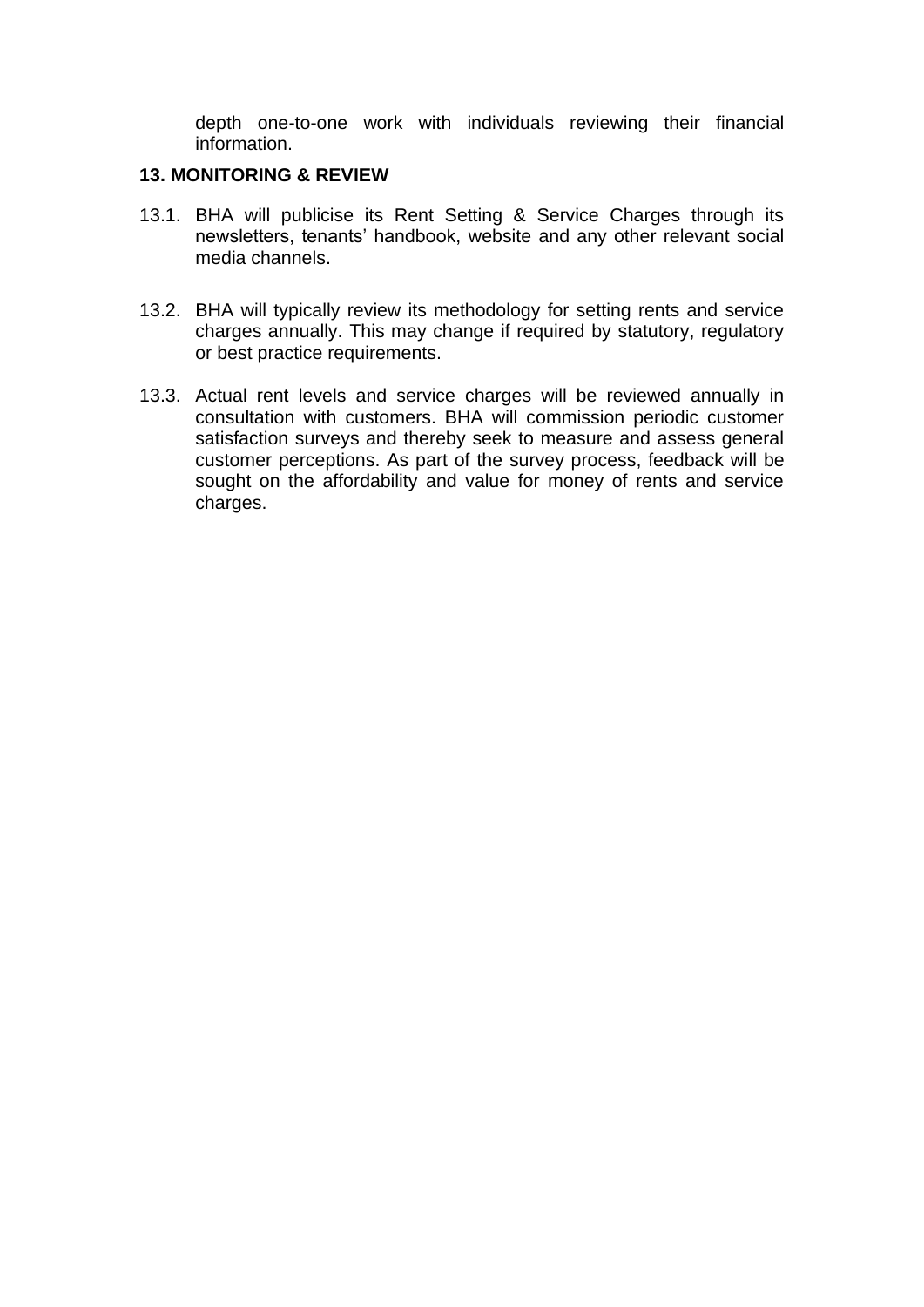depth one-to-one work with individuals reviewing their financial information.

## 13. MONITORING & REVIEW

13.1. BHA will publicise its Rent Setting & Service Charges through its newsletters, tenants' handbook, website and any other relevant social media channels.

13.2. BHA will typically review its methodology for setting rents and service charges annually. This may change if required by statutory, regulatory or best practice requirements.

13.3. Actual rent levels and service charges will be reviewed annually in consultation with customers. BHA will commission periodic customer satisfaction surveys and thereby seek to measure and assess general customer perceptions. As part of the survey process, feedback will be sought on the affordability and value for money of rents and service charges.